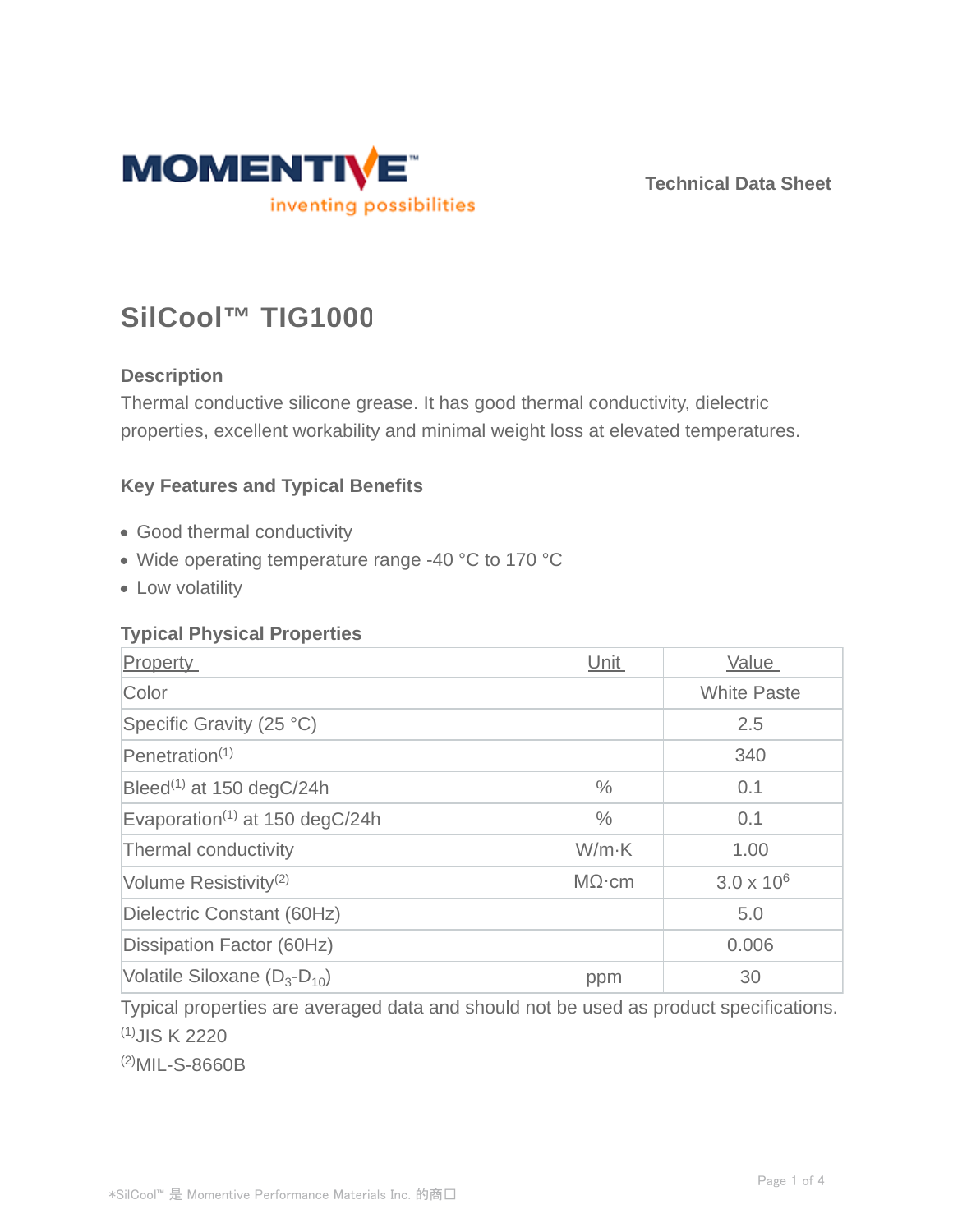Technical Data Sheet

# SilCool™ TIG1000

## Description

Thermal conductive silicone grease. It has good thermal conductivity, dielectric properties, excellent workability and minimal weight loss at elevated temperatures.

## Key Features and Typical Benefits

- Good thermal conductivity
- Wide operating temperature range -40 °C to 170 °C
- Low volatility

## Typical Physical Properties

| Property | Unit | Value |
|---|---|---|
| Color | | White Paste |
| Specific Gravity (25 °C) | | 2.5 |
| Penetration(1) | | 340 |
| Bleed(1) at 150 degC/24h | % | 0.1 |
| Evaporation(1) at 150 degC/24h | % | 0.1 |
| Thermal conductivity | W/m·K | 1.00 |
| Volume Resistivity(2) | MΩ·cm | $3.0 \times 10^6$ |
| Dielectric Constant (60Hz) | | 5.0 |
| Dissipation Factor (60Hz) | | 0.006 |
| Volatile Siloxane ($D_3$-$D_{10}$) | ppm | 30 |

Typical properties are averaged data and should not be used as product specifications.

(1)JIS K 2220

(2)MIL-S-8660B

*SilCool™ 是 Momentive Performance Materials Inc. 的商口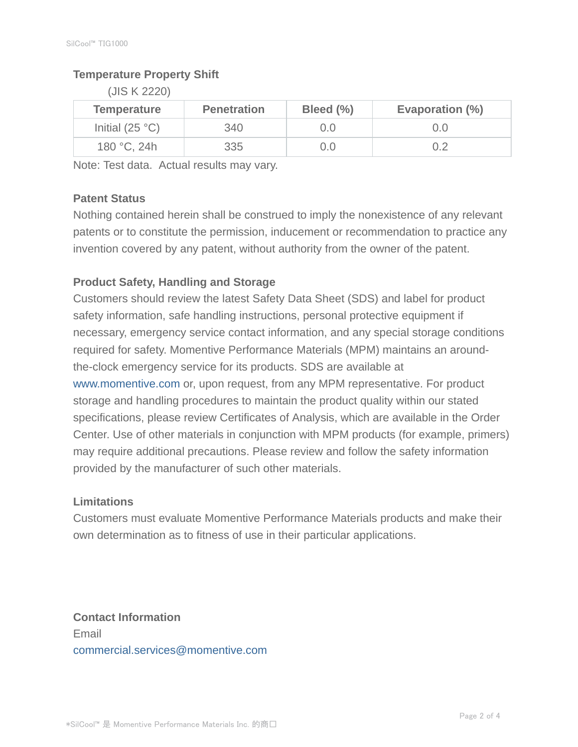### Temperature Property Shift

(JIS K 2220)

| Temperature | Penetration | Bleed (%) | Evaporation (%) |
|---|---|---|---|
| Initial (25 °C) | 340 | 0.0 | 0.0 |
| 180 °C, 24h | 335 | 0.0 | 0.2 |

Note: Test data. Actual results may vary.

### Patent Status

Nothing contained herein shall be construed to imply the nonexistence of any relevant patents or to constitute the permission, inducement or recommendation to practice any invention covered by any patent, without authority from the owner of the patent.

### Product Safety, Handling and Storage

Customers should review the latest Safety Data Sheet (SDS) and label for product safety information, safe handling instructions, personal protective equipment if necessary, emergency service contact information, and any special storage conditions required for safety. Momentive Performance Materials (MPM) maintains an around-the-clock emergency service for its products. SDS are available at www.momentive.com or, upon request, from any MPM representative. For product storage and handling procedures to maintain the product quality within our stated specifications, please review Certificates of Analysis, which are available in the Order Center. Use of other materials in conjunction with MPM products (for example, primers) may require additional precautions. Please review and follow the safety information provided by the manufacturer of such other materials.

### Limitations

Customers must evaluate Momentive Performance Materials products and make their own determination as to fitness of use in their particular applications.

### Contact Information

Email

commercial.services@momentive.com

*SilCool™ 是 Momentive Performance Materials Inc. 的商口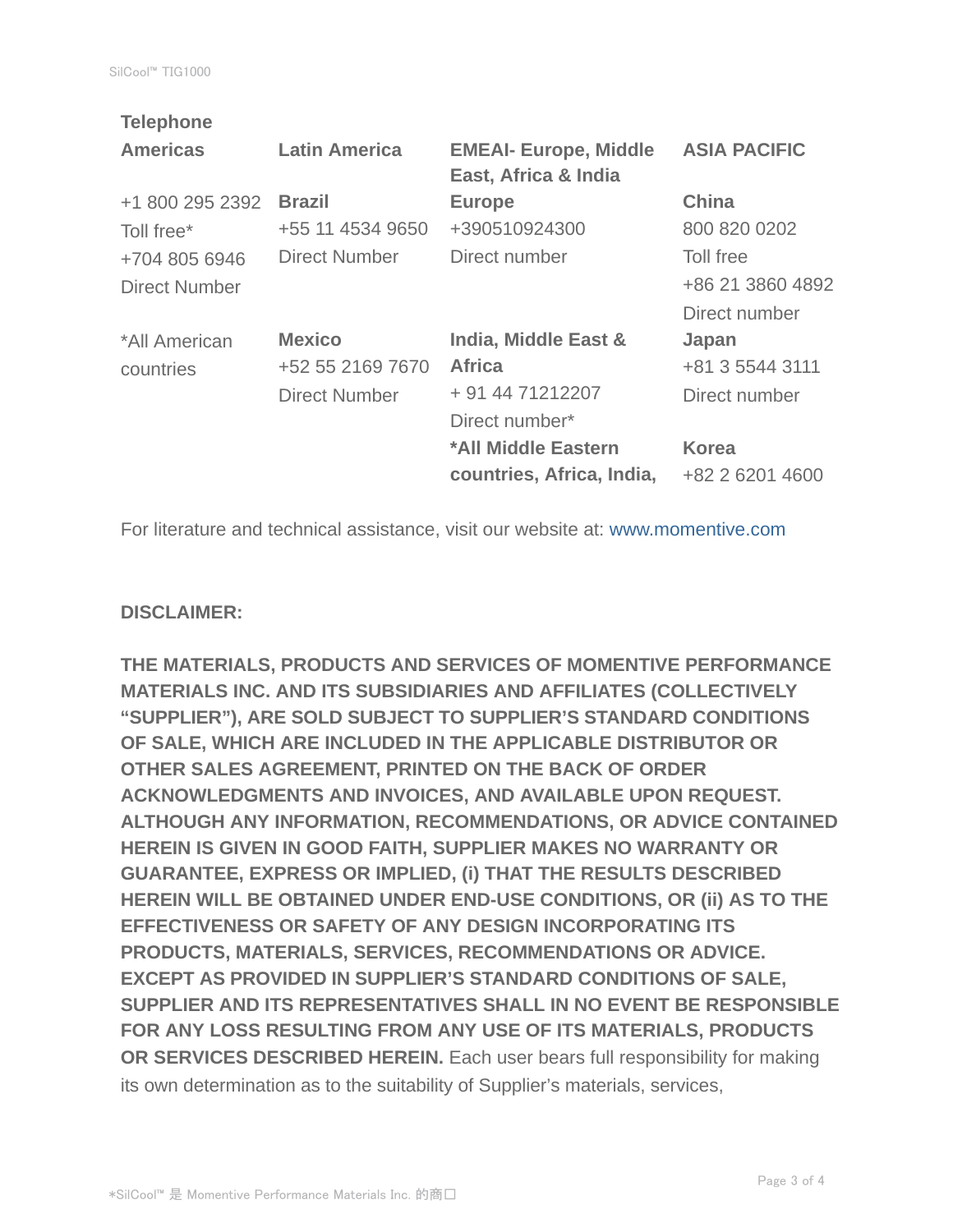**Telephone**

| **Americas** | **Latin America** | **EMEAI- Europe, Middle East, Africa & India** | **ASIA PACIFIC** |
|---|---|---|---|
| +1 800 295 2392<br>Toll free*<br>+704 805 6946<br>Direct Number | **Brazil**<br>+55 11 4534 9650<br>Direct Number | **Europe**<br>+390510924300<br>Direct number | **China**<br>800 820 0202<br>Toll free<br>+86 21 3860 4892<br>Direct number |
| *All American countries | **Mexico**<br>+52 55 2169 7670<br>Direct Number | **India, Middle East & Africa**<br>+ 91 44 71212207<br>Direct number* | **Japan**<br>+81 3 5544 3111<br>Direct number |
| | | ***All Middle Eastern countries, Africa, India,** | **Korea**<br>+82 2 6201 4600 |

For literature and technical assistance, visit our website at: www.momentive.com

**DISCLAIMER:**

**THE MATERIALS, PRODUCTS AND SERVICES OF MOMENTIVE PERFORMANCE MATERIALS INC. AND ITS SUBSIDIARIES AND AFFILIATES (COLLECTIVELY "SUPPLIER"), ARE SOLD SUBJECT TO SUPPLIER'S STANDARD CONDITIONS OF SALE, WHICH ARE INCLUDED IN THE APPLICABLE DISTRIBUTOR OR OTHER SALES AGREEMENT, PRINTED ON THE BACK OF ORDER ACKNOWLEDGMENTS AND INVOICES, AND AVAILABLE UPON REQUEST. ALTHOUGH ANY INFORMATION, RECOMMENDATIONS, OR ADVICE CONTAINED HEREIN IS GIVEN IN GOOD FAITH, SUPPLIER MAKES NO WARRANTY OR GUARANTEE, EXPRESS OR IMPLIED, (i) THAT THE RESULTS DESCRIBED HEREIN WILL BE OBTAINED UNDER END-USE CONDITIONS, OR (ii) AS TO THE EFFECTIVENESS OR SAFETY OF ANY DESIGN INCORPORATING ITS PRODUCTS, MATERIALS, SERVICES, RECOMMENDATIONS OR ADVICE. EXCEPT AS PROVIDED IN SUPPLIER'S STANDARD CONDITIONS OF SALE, SUPPLIER AND ITS REPRESENTATIVES SHALL IN NO EVENT BE RESPONSIBLE FOR ANY LOSS RESULTING FROM ANY USE OF ITS MATERIALS, PRODUCTS OR SERVICES DESCRIBED HEREIN.** Each user bears full responsibility for making its own determination as to the suitability of Supplier's materials, services,

*SilCool™ 是 Momentive Performance Materials Inc. 的商口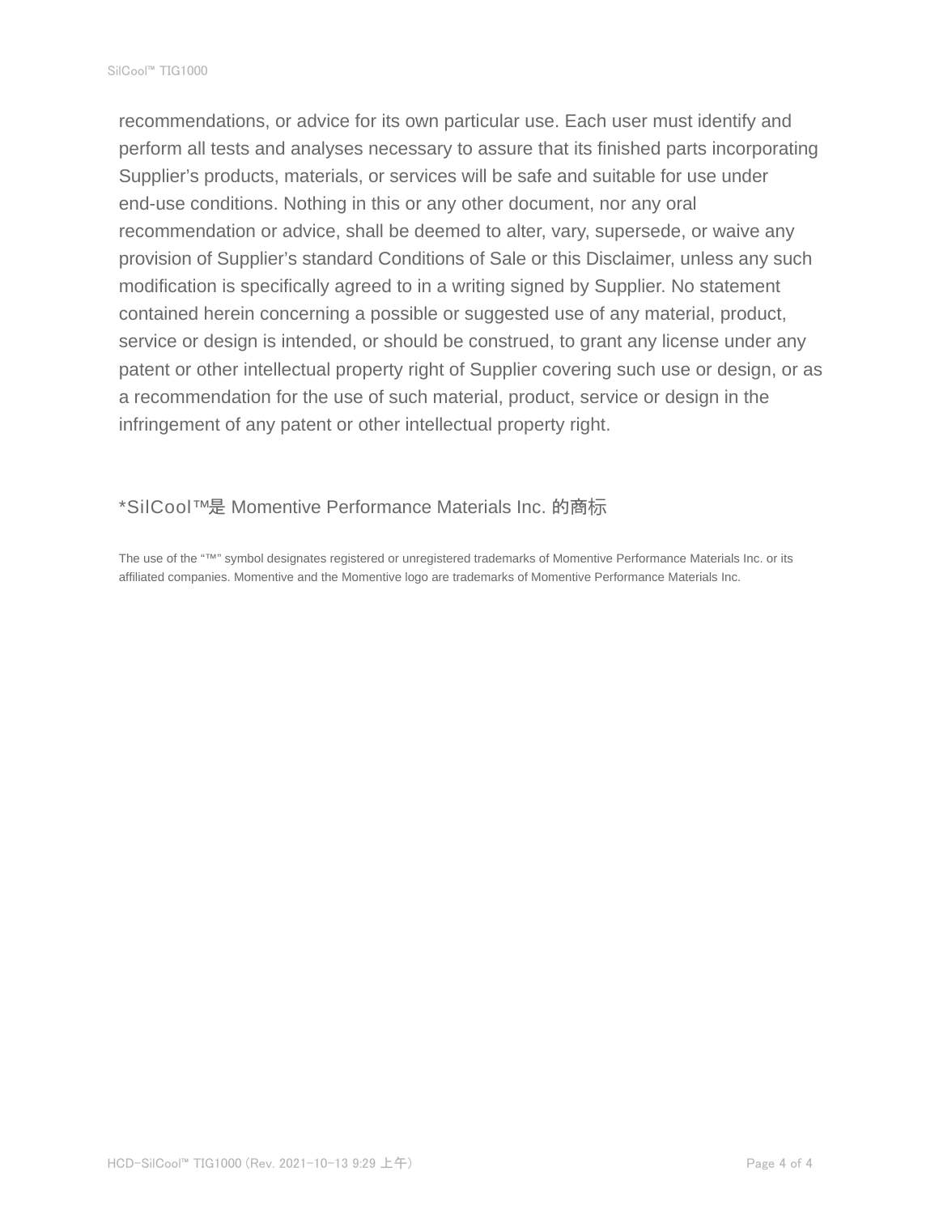recommendations, or advice for its own particular use. Each user must identify and perform all tests and analyses necessary to assure that its finished parts incorporating Supplier's products, materials, or services will be safe and suitable for use under end-use conditions. Nothing in this or any other document, nor any oral recommendation or advice, shall be deemed to alter, vary, supersede, or waive any provision of Supplier's standard Conditions of Sale or this Disclaimer, unless any such modification is specifically agreed to in a writing signed by Supplier. No statement contained herein concerning a possible or suggested use of any material, product, service or design is intended, or should be construed, to grant any license under any patent or other intellectual property right of Supplier covering such use or design, or as a recommendation for the use of such material, product, service or design in the infringement of any patent or other intellectual property right.

*SilCool™是 Momentive Performance Materials Inc. 的商标

The use of the "™" symbol designates registered or unregistered trademarks of Momentive Performance Materials Inc. or its affiliated companies. Momentive and the Momentive logo are trademarks of Momentive Performance Materials Inc.